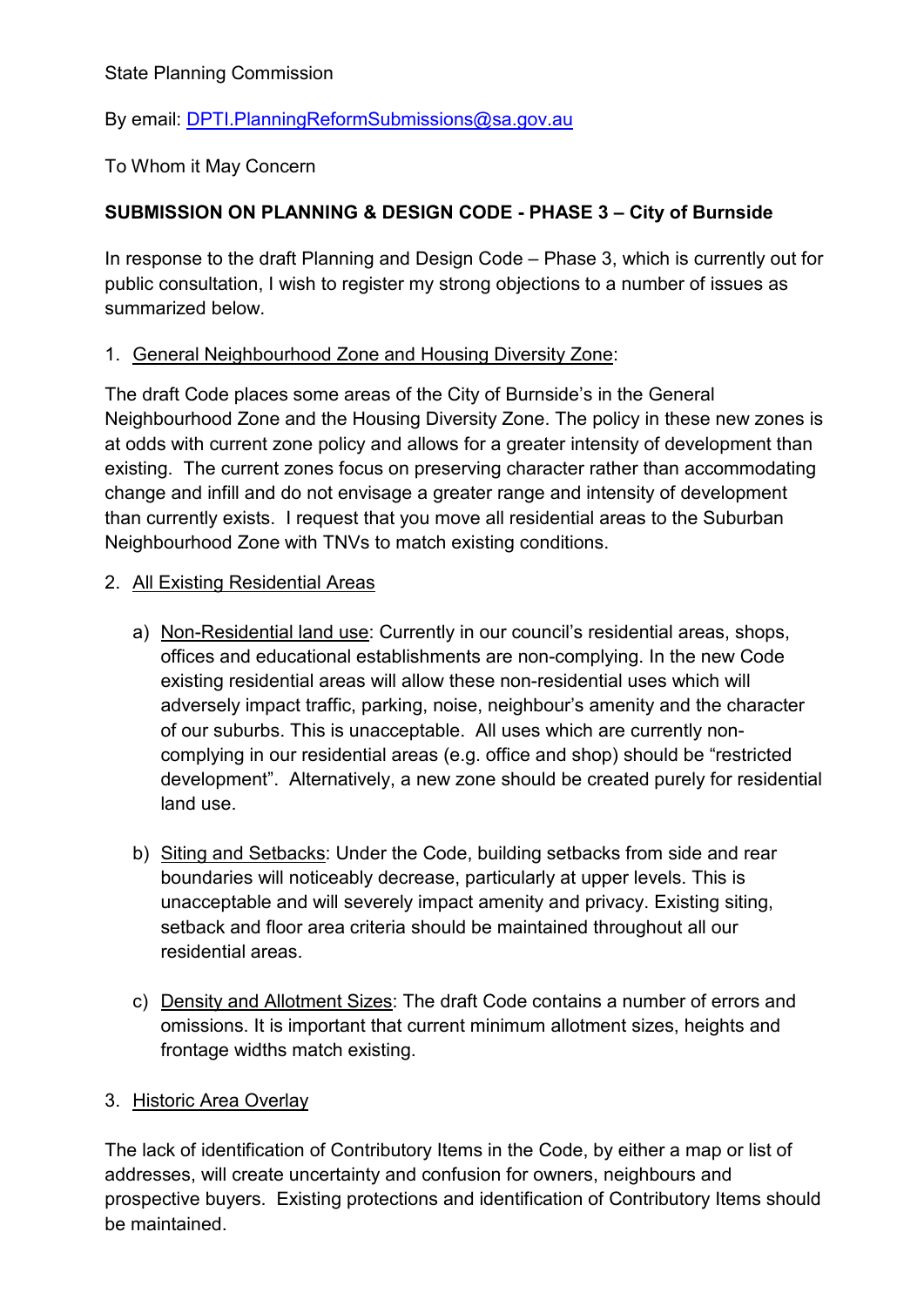State Planning Commission

By email: DPTI.PlanningReformSubmissions@sa.gov.au

To Whom it May Concern

**SUBMISSION ON PLANNING & DESIGN CODE - PHASE 3 – City of Burnside**

In response to the draft Planning and Design Code – Phase 3, which is currently out for public consultation, I wish to register my strong objections to a number of issues as summarized below.

1. General Neighbourhood Zone and Housing Diversity Zone:

The draft Code places some areas of the City of Burnside's in the General Neighbourhood Zone and the Housing Diversity Zone. The policy in these new zones is at odds with current zone policy and allows for a greater intensity of development than existing. The current zones focus on preserving character rather than accommodating change and infill and do not envisage a greater range and intensity of development than currently exists. I request that you move all residential areas to the Suburban Neighbourhood Zone with TNVs to match existing conditions.

2. All Existing Residential Areas

   a) Non-Residential land use: Currently in our council's residential areas, shops, offices and educational establishments are non-complying. In the new Code existing residential areas will allow these non-residential uses which will adversely impact traffic, parking, noise, neighbour's amenity and the character of our suburbs. This is unacceptable. All uses which are currently non-complying in our residential areas (e.g. office and shop) should be "restricted development". Alternatively, a new zone should be created purely for residential land use.

   b) Siting and Setbacks: Under the Code, building setbacks from side and rear boundaries will noticeably decrease, particularly at upper levels. This is unacceptable and will severely impact amenity and privacy. Existing siting, setback and floor area criteria should be maintained throughout all our residential areas.

   c) Density and Allotment Sizes: The draft Code contains a number of errors and omissions. It is important that current minimum allotment sizes, heights and frontage widths match existing.

3. Historic Area Overlay

The lack of identification of Contributory Items in the Code, by either a map or list of addresses, will create uncertainty and confusion for owners, neighbours and prospective buyers. Existing protections and identification of Contributory Items should be maintained.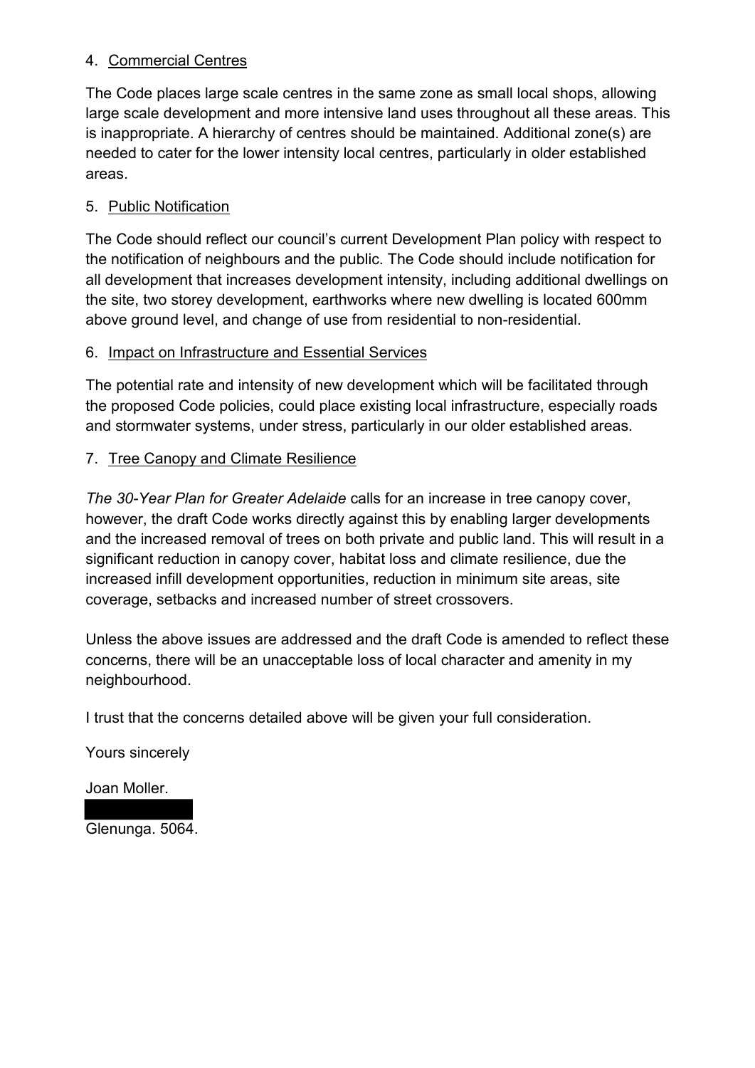4. <u>Commercial Centres</u>

The Code places large scale centres in the same zone as small local shops, allowing large scale development and more intensive land uses throughout all these areas. This is inappropriate. A hierarchy of centres should be maintained. Additional zone(s) are needed to cater for the lower intensity local centres, particularly in older established areas.

5. <u>Public Notification</u>

The Code should reflect our council's current Development Plan policy with respect to the notification of neighbours and the public. The Code should include notification for all development that increases development intensity, including additional dwellings on the site, two storey development, earthworks where new dwelling is located 600mm above ground level, and change of use from residential to non-residential.

6. <u>Impact on Infrastructure and Essential Services</u>

The potential rate and intensity of new development which will be facilitated through the proposed Code policies, could place existing local infrastructure, especially roads and stormwater systems, under stress, particularly in our older established areas.

7. <u>Tree Canopy and Climate Resilience</u>

*The 30-Year Plan for Greater Adelaide* calls for an increase in tree canopy cover, however, the draft Code works directly against this by enabling larger developments and the increased removal of trees on both private and public land. This will result in a significant reduction in canopy cover, habitat loss and climate resilience, due the increased infill development opportunities, reduction in minimum site areas, site coverage, setbacks and increased number of street crossovers.

Unless the above issues are addressed and the draft Code is amended to reflect these concerns, there will be an unacceptable loss of local character and amenity in my neighbourhood.

I trust that the concerns detailed above will be given your full consideration.

Yours sincerely

Joan Moller.

Glenunga. 5064.